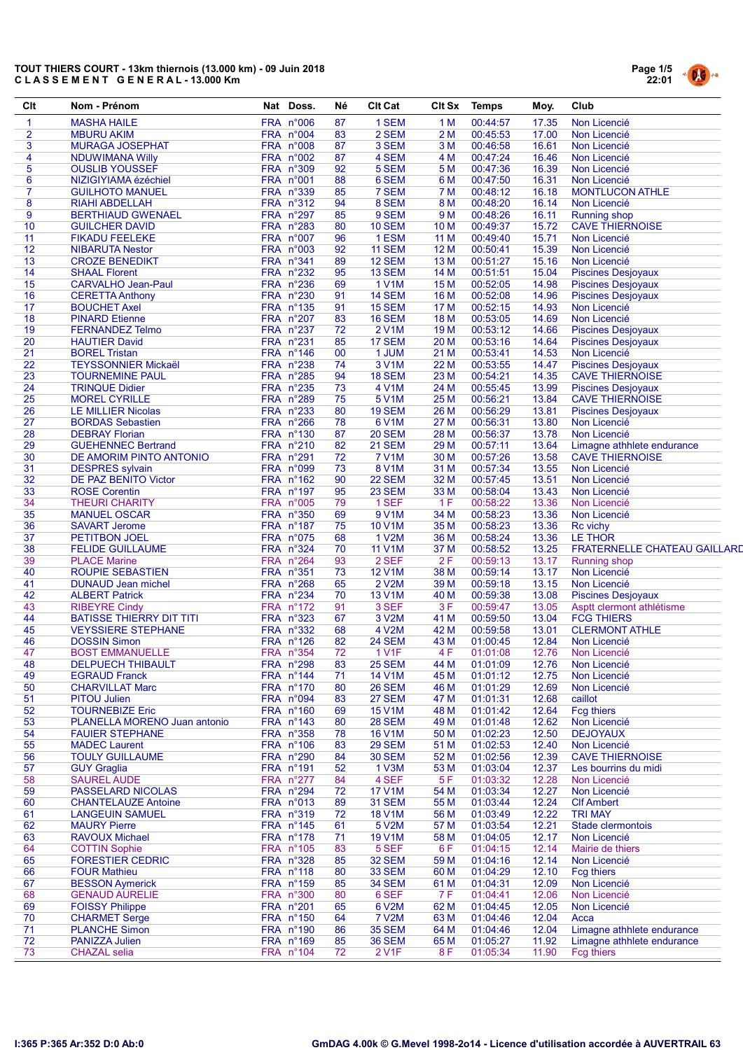**TOUT THIERS COURT - 13km thiernois (13.000 km) - 09 Juin 2018**
**C L A S S E M E N T   G E N E R A L - 13.000 Km**

| Clt | Nom - Prénom | Nat | Doss. | Né | Clt Cat | Clt Sx | Temps | Moy. | Club |
|---|---|---|---|---|---|---|---|---|---|
| 1 | MASHA HAILE | FRA | n°006 | 87 | 1 SEM | 1 M | 00:44:57 | 17.35 | Non Licencié |
| 2 | MBURU AKIM | FRA | n°004 | 83 | 2 SEM | 2 M | 00:45:53 | 17.00 | Non Licencié |
| 3 | MURAGA JOSEPHAT | FRA | n°008 | 87 | 3 SEM | 3 M | 00:46:58 | 16.61 | Non Licencié |
| 4 | NDUWIMANA Willy | FRA | n°002 | 87 | 4 SEM | 4 M | 00:47:24 | 16.46 | Non Licencié |
| 5 | OUSLIB YOUSSEF | FRA | n°309 | 92 | 5 SEM | 5 M | 00:47:36 | 16.39 | Non Licencié |
| 6 | NIZIGIYIAMA ézéchiel | FRA | n°001 | 88 | 6 SEM | 6 M | 00:47:50 | 16.31 | Non Licencié |
| 7 | GUILHOTO MANUEL | FRA | n°339 | 85 | 7 SEM | 7 M | 00:48:12 | 16.18 | MONTLUCON ATHLE |
| 8 | RIAHI ABDELLAH | FRA | n°312 | 94 | 8 SEM | 8 M | 00:48:20 | 16.14 | Non Licencié |
| 9 | BERTHIAUD GWENAEL | FRA | n°297 | 85 | 9 SEM | 9 M | 00:48:26 | 16.11 | Running shop |
| 10 | GUILCHER DAVID | FRA | n°283 | 80 | 10 SEM | 10 M | 00:49:37 | 15.72 | CAVE THIERNOISE |
| 11 | FIKADU FEELEKE | FRA | n°007 | 96 | 1 ESM | 11 M | 00:49:40 | 15.71 | Non Licencié |
| 12 | NIBARUTA Nestor | FRA | n°003 | 92 | 11 SEM | 12 M | 00:50:41 | 15.39 | Non Licencié |
| 13 | CROZE BENEDIKT | FRA | n°341 | 89 | 12 SEM | 13 M | 00:51:27 | 15.16 | Non Licencié |
| 14 | SHAAL Florent | FRA | n°232 | 95 | 13 SEM | 14 M | 00:51:51 | 15.04 | Piscines Desjoyaux |
| 15 | CARVALHO Jean-Paul | FRA | n°236 | 69 | 1 V1M | 15 M | 00:52:05 | 14.98 | Piscines Desjoyaux |
| 16 | CERETTA Anthony | FRA | n°230 | 91 | 14 SEM | 16 M | 00:52:08 | 14.96 | Piscines Desjoyaux |
| 17 | BOUCHET Axel | FRA | n°135 | 91 | 15 SEM | 17 M | 00:52:15 | 14.93 | Non Licencié |
| 18 | PINARD Etienne | FRA | n°207 | 83 | 16 SEM | 18 M | 00:53:05 | 14.69 | Non Licencié |
| 19 | FERNANDEZ Telmo | FRA | n°237 | 72 | 2 V1M | 19 M | 00:53:12 | 14.66 | Piscines Desjoyaux |
| 20 | HAUTIER David | FRA | n°231 | 85 | 17 SEM | 20 M | 00:53:16 | 14.64 | Piscines Desjoyaux |
| 21 | BOREL Tristan | FRA | n°146 | 00 | 1 JUM | 21 M | 00:53:41 | 14.53 | Non Licencié |
| 22 | TEYSSONNIER Mickaël | FRA | n°238 | 74 | 3 V1M | 22 M | 00:53:55 | 14.47 | Piscines Desjoyaux |
| 23 | TOURNEMINE PAUL | FRA | n°285 | 94 | 18 SEM | 23 M | 00:54:21 | 14.35 | CAVE THIERNOISE |
| 24 | TRINQUE Didier | FRA | n°235 | 73 | 4 V1M | 24 M | 00:55:45 | 13.99 | Piscines Desjoyaux |
| 25 | MOREL CYRILLE | FRA | n°289 | 75 | 5 V1M | 25 M | 00:56:21 | 13.84 | CAVE THIERNOISE |
| 26 | LE MILLIER Nicolas | FRA | n°233 | 80 | 19 SEM | 26 M | 00:56:29 | 13.81 | Piscines Desjoyaux |
| 27 | BORDAS Sebastien | FRA | n°266 | 78 | 6 V1M | 27 M | 00:56:31 | 13.80 | Non Licencié |
| 28 | DEBRAY Florian | FRA | n°130 | 87 | 20 SEM | 28 M | 00:56:37 | 13.78 | Non Licencié |
| 29 | GUEHENNEC Bertrand | FRA | n°210 | 82 | 21 SEM | 29 M | 00:57:11 | 13.64 | Limagne athlete endurance |
| 30 | DE AMORIM PINTO ANTONIO | FRA | n°291 | 72 | 7 V1M | 30 M | 00:57:26 | 13.58 | CAVE THIERNOISE |
| 31 | DESPRES sylvain | FRA | n°099 | 73 | 8 V1M | 31 M | 00:57:34 | 13.55 | Non Licencié |
| 32 | DE PAZ BENITO Victor | FRA | n°162 | 90 | 22 SEM | 32 M | 00:57:45 | 13.51 | Non Licencié |
| 33 | ROSE Corentin | FRA | n°197 | 95 | 23 SEM | 33 M | 00:58:04 | 13.43 | Non Licencié |
| 34 | THEURI CHARITY | FRA | n°005 | 79 | 1 SEF | 1 F | 00:58:22 | 13.36 | Non Licencié |
| 35 | MANUEL OSCAR | FRA | n°350 | 69 | 9 V1M | 34 M | 00:58:23 | 13.36 | Non Licencié |
| 36 | SAVART Jerome | FRA | n°187 | 75 | 10 V1M | 35 M | 00:58:23 | 13.36 | Rc vichy |
| 37 | PETITBON JOEL | FRA | n°075 | 68 | 1 V2M | 36 M | 00:58:24 | 13.36 | LE THOR |
| 38 | FELIDE GUILLAUME | FRA | n°324 | 70 | 11 V1M | 37 M | 00:58:52 | 13.25 | FRATERNELLE CHATEAU GAILLARD |
| 39 | PLACE Marine | FRA | n°264 | 93 | 2 SEF | 2 F | 00:59:13 | 13.17 | Running shop |
| 40 | ROUPIE SEBASTIEN | FRA | n°351 | 73 | 12 V1M | 38 M | 00:59:14 | 13.17 | Non Licencié |
| 41 | DUNAUD Jean michel | FRA | n°268 | 65 | 2 V2M | 39 M | 00:59:18 | 13.15 | Non Licencié |
| 42 | ALBERT Patrick | FRA | n°234 | 70 | 13 V1M | 40 M | 00:59:38 | 13.08 | Piscines Desjoyaux |
| 43 | RIBEYRE Cindy | FRA | n°172 | 91 | 3 SEF | 3 F | 00:59:47 | 13.05 | Asptt clermont athlétisme |
| 44 | BATISSE THIERRY DIT TITI | FRA | n°323 | 67 | 3 V2M | 41 M | 00:59:50 | 13.04 | FCG THIERS |
| 45 | VEYSSIERE STEPHANE | FRA | n°332 | 68 | 4 V2M | 42 M | 00:59:58 | 13.01 | CLERMONT ATHLE |
| 46 | DOSSIN Simon | FRA | n°126 | 82 | 24 SEM | 43 M | 01:00:45 | 12.84 | Non Licencié |
| 47 | BOST EMMANUELLE | FRA | n°354 | 72 | 1 V1F | 4 F | 01:01:08 | 12.76 | Non Licencié |
| 48 | DELPUECH THIBAULT | FRA | n°298 | 83 | 25 SEM | 44 M | 01:01:09 | 12.76 | Non Licencié |
| 49 | EGRAUD Franck | FRA | n°144 | 71 | 14 V1M | 45 M | 01:01:12 | 12.75 | Non Licencié |
| 50 | CHARVILLAT Marc | FRA | n°170 | 80 | 26 SEM | 46 M | 01:01:29 | 12.69 | Non Licencié |
| 51 | PITOU Julien | FRA | n°094 | 83 | 27 SEM | 47 M | 01:01:31 | 12.68 | caillot |
| 52 | TOURNEBIZE Eric | FRA | n°160 | 69 | 15 V1M | 48 M | 01:01:42 | 12.64 | Fcg thiers |
| 53 | PLANELLA MORENO Juan antonio | FRA | n°143 | 80 | 28 SEM | 49 M | 01:01:48 | 12.62 | Non Licencié |
| 54 | FAUIER STEPHANE | FRA | n°358 | 78 | 16 V1M | 50 M | 01:02:23 | 12.50 | DEJOYAUX |
| 55 | MADEC Laurent | FRA | n°106 | 83 | 29 SEM | 51 M | 01:02:53 | 12.40 | Non Licencié |
| 56 | TOULY GUILLAUME | FRA | n°290 | 84 | 30 SEM | 52 M | 01:02:56 | 12.39 | CAVE THIERNOISE |
| 57 | GUY Graglia | FRA | n°191 | 52 | 1 V3M | 53 M | 01:03:04 | 12.37 | Les bourrins du midi |
| 58 | SAUREL AUDE | FRA | n°277 | 84 | 4 SEF | 5 F | 01:03:32 | 12.28 | Non Licencié |
| 59 | PASSELAD NICOLAS | FRA | n°294 | 72 | 17 V1M | 54 M | 01:03:34 | 12.27 | Non Licencié |
| 60 | CHANTELAUZE Antoine | FRA | n°013 | 89 | 31 SEM | 55 M | 01:03:44 | 12.24 | Clf Ambert |
| 61 | LANGEUIN SAMUEL | FRA | n°319 | 72 | 18 V1M | 56 M | 01:03:49 | 12.22 | TRI MAY |
| 62 | MAURY Pierre | FRA | n°145 | 61 | 5 V2M | 57 M | 01:03:54 | 12.21 | Stade clermontois |
| 63 | RAVOUX Michael | FRA | n°178 | 71 | 19 V1M | 58 M | 01:04:05 | 12.17 | Non Licencié |
| 64 | COTTIN Sophie | FRA | n°105 | 83 | 5 SEF | 6 F | 01:04:15 | 12.14 | Mairie de thiers |
| 65 | FORESTIER CEDRIC | FRA | n°328 | 85 | 32 SEM | 59 M | 01:04:16 | 12.14 | Non Licencié |
| 66 | FOUR Mathieu | FRA | n°118 | 80 | 33 SEM | 60 M | 01:04:29 | 12.10 | Fcg thiers |
| 67 | BESSON Aymerick | FRA | n°159 | 85 | 34 SEM | 61 M | 01:04:31 | 12.09 | Non Licencié |
| 68 | GENAUD AURELIE | FRA | n°300 | 80 | 6 SEF | 7 F | 01:04:41 | 12.06 | Non Licencié |
| 69 | FOISSY Philippe | FRA | n°201 | 65 | 6 V2M | 62 M | 01:04:45 | 12.05 | Non Licencié |
| 70 | CHARMET Serge | FRA | n°150 | 64 | 7 V2M | 63 M | 01:04:46 | 12.04 | Acca |
| 71 | PLANCHE Simon | FRA | n°190 | 86 | 35 SEM | 64 M | 01:04:46 | 12.04 | Limagne athlete endurance |
| 72 | PANIZZA Julien | FRA | n°169 | 85 | 36 SEM | 65 M | 01:05:27 | 11.92 | Limagne athlete endurance |
| 73 | CHAZAL selia | FRA | n°104 | 72 | 2 V1F | 8 F | 01:05:34 | 11.90 | Fcg thiers |

I:365 P:365 Ar:352 D:0 Ab:0

GmDAG 4.00k © G.Mevel 1998-2o14 - Licence d'utilisation accordée à AUVERTRAIL 63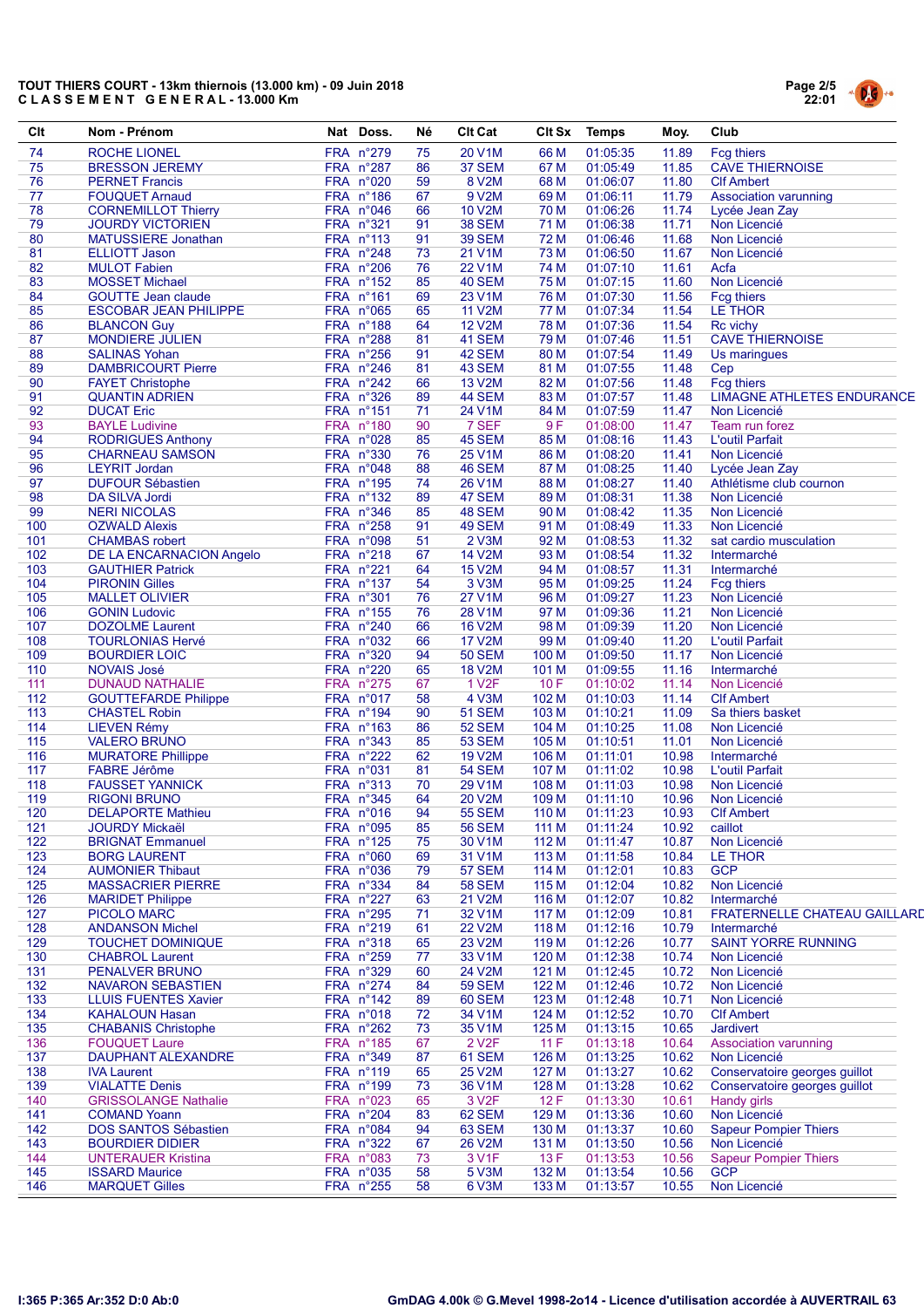**TOUT THIERS COURT - 13km thiernois (13.000 km) - 09 Juin 2018**
**C L A S S E M E N T G E N E R A L - 13.000 Km**

| Clt | Nom - Prénom | Nat | Doss. | Né | Clt Cat | Clt Sx | Temps | Moy. | Club |
|---|---|---|---|---|---|---|---|---|---|
| 74 | ROCHE LIONEL | FRA | n°279 | 75 | 20 V1M | 66 M | 01:05:35 | 11.89 | Fcg thiers |
| 75 | BRESSON JEREMY | FRA | n°287 | 86 | 37 SEM | 67 M | 01:05:49 | 11.85 | CAVE THIERNOISE |
| 76 | PERNET Francis | FRA | n°020 | 59 | 8 V2M | 68 M | 01:06:07 | 11.80 | Clf Ambert |
| 77 | FOUQUET Arnaud | FRA | n°186 | 67 | 9 V2M | 69 M | 01:06:11 | 11.79 | Association varunning |
| 78 | CORNEMILLOT Thierry | FRA | n°046 | 66 | 10 V2M | 70 M | 01:06:26 | 11.74 | Lycée Jean Zay |
| 79 | JOURDY VICTORIEN | FRA | n°321 | 91 | 38 SEM | 71 M | 01:06:38 | 11.71 | Non Licencié |
| 80 | MATUSSIERE Jonathan | FRA | n°113 | 91 | 39 SEM | 72 M | 01:06:46 | 11.68 | Non Licencié |
| 81 | ELLIOTT Jason | FRA | n°248 | 73 | 21 V1M | 73 M | 01:06:50 | 11.67 | Non Licencié |
| 82 | MULOT Fabien | FRA | n°206 | 76 | 22 V1M | 74 M | 01:07:10 | 11.61 | Acfa |
| 83 | MOSSET Michael | FRA | n°152 | 85 | 40 SEM | 75 M | 01:07:15 | 11.60 | Non Licencié |
| 84 | GOUTTE Jean claude | FRA | n°161 | 69 | 23 V1M | 76 M | 01:07:30 | 11.56 | Fcg thiers |
| 85 | ESCOBAR JEAN PHILIPPE | FRA | n°065 | 65 | 11 V2M | 77 M | 01:07:34 | 11.54 | LE THOR |
| 86 | BLANCON Guy | FRA | n°188 | 64 | 12 V2M | 78 M | 01:07:36 | 11.54 | Rc vichy |
| 87 | MONDIERE JULIEN | FRA | n°288 | 81 | 41 SEM | 79 M | 01:07:46 | 11.51 | CAVE THIERNOISE |
| 88 | SALINAS Yohan | FRA | n°256 | 91 | 42 SEM | 80 M | 01:07:54 | 11.49 | Us maringues |
| 89 | DAMBRICOURT Pierre | FRA | n°246 | 81 | 43 SEM | 81 M | 01:07:55 | 11.48 | Cep |
| 90 | FAYET Christophe | FRA | n°242 | 66 | 13 V2M | 82 M | 01:07:56 | 11.48 | Fcg thiers |
| 91 | QUANTIN ADRIEN | FRA | n°326 | 89 | 44 SEM | 83 M | 01:07:57 | 11.48 | LIMAGNE ATHLETES ENDURANCE |
| 92 | DUCAT Eric | FRA | n°151 | 71 | 24 V1M | 84 M | 01:07:59 | 11.47 | Non Licencié |
| 93 | BAYLE Ludivine | FRA | n°180 | 90 | 7 SEF | 9 F | 01:08:00 | 11.47 | Team run forez |
| 94 | RODRIGUES Anthony | FRA | n°028 | 85 | 45 SEM | 85 M | 01:08:16 | 11.43 | L'outil Parfait |
| 95 | CHARNEAU SAMSON | FRA | n°330 | 76 | 25 V1M | 86 M | 01:08:20 | 11.41 | Non Licencié |
| 96 | LEYRIT Jordan | FRA | n°048 | 88 | 46 SEM | 87 M | 01:08:25 | 11.40 | Lycée Jean Zay |
| 97 | DUFOUR Sébastien | FRA | n°195 | 74 | 26 V1M | 88 M | 01:08:27 | 11.40 | Athlétisme club cournon |
| 98 | DA SILVA Jordi | FRA | n°132 | 89 | 47 SEM | 89 M | 01:08:31 | 11.38 | Non Licencié |
| 99 | NERI NICOLAS | FRA | n°346 | 85 | 48 SEM | 90 M | 01:08:42 | 11.35 | Non Licencié |
| 100 | OZWALD Alexis | FRA | n°258 | 91 | 49 SEM | 91 M | 01:08:49 | 11.33 | Non Licencié |
| 101 | CHAMBAS robert | FRA | n°098 | 51 | 2 V3M | 92 M | 01:08:53 | 11.32 | sat cardio musculation |
| 102 | DE LA ENCARNACION Angelo | FRA | n°218 | 67 | 14 V2M | 93 M | 01:08:54 | 11.32 | Intermarché |
| 103 | GAUTHIER Patrick | FRA | n°221 | 64 | 15 V2M | 94 M | 01:08:57 | 11.31 | Intermarché |
| 104 | PIRONIN Gilles | FRA | n°137 | 54 | 3 V3M | 95 M | 01:09:25 | 11.24 | Fcg thiers |
| 105 | MALLET OLIVIER | FRA | n°301 | 76 | 27 V1M | 96 M | 01:09:27 | 11.23 | Non Licencié |
| 106 | GONIN Ludovic | FRA | n°155 | 76 | 28 V1M | 97 M | 01:09:36 | 11.21 | Non Licencié |
| 107 | DOZOLME Laurent | FRA | n°240 | 66 | 16 V2M | 98 M | 01:09:39 | 11.20 | Non Licencié |
| 108 | TOURLONIAS Hervé | FRA | n°032 | 66 | 17 V2M | 99 M | 01:09:40 | 11.20 | L'outil Parfait |
| 109 | BOURDIER LOIC | FRA | n°320 | 94 | 50 SEM | 100 M | 01:09:50 | 11.17 | Non Licencié |
| 110 | NOVAIS José | FRA | n°220 | 65 | 18 V2M | 101 M | 01:09:55 | 11.16 | Intermarché |
| 111 | DUNAUD NATHALIE | FRA | n°275 | 67 | 1 V2F | 10 F | 01:10:02 | 11.14 | Non Licencié |
| 112 | GOUTTEFARDE Philippe | FRA | n°017 | 58 | 4 V3M | 102 M | 01:10:03 | 11.14 | Clf Ambert |
| 113 | CHASTEL Robin | FRA | n°194 | 90 | 51 SEM | 103 M | 01:10:21 | 11.09 | Sa thiers basket |
| 114 | LIEVEN Rémy | FRA | n°163 | 86 | 52 SEM | 104 M | 01:10:25 | 11.08 | Non Licencié |
| 115 | VALERO BRUNO | FRA | n°343 | 85 | 53 SEM | 105 M | 01:10:51 | 11.01 | Non Licencié |
| 116 | MURATORE Phillippe | FRA | n°222 | 62 | 19 V2M | 106 M | 01:11:01 | 10.98 | Intermarché |
| 117 | FABRE Jérôme | FRA | n°031 | 81 | 54 SEM | 107 M | 01:11:02 | 10.98 | L'outil Parfait |
| 118 | FAUSSET YANNICK | FRA | n°313 | 70 | 29 V1M | 108 M | 01:11:03 | 10.98 | Non Licencié |
| 119 | RIGONI BRUNO | FRA | n°345 | 64 | 20 V2M | 109 M | 01:11:10 | 10.96 | Non Licencié |
| 120 | DELAPORTE Mathieu | FRA | n°016 | 94 | 55 SEM | 110 M | 01:11:23 | 10.93 | Clf Ambert |
| 121 | JOURDY Mickaël | FRA | n°095 | 85 | 56 SEM | 111 M | 01:11:24 | 10.92 | caillot |
| 122 | BRIGNAT Emmanuel | FRA | n°125 | 75 | 30 V1M | 112 M | 01:11:47 | 10.87 | Non Licencié |
| 123 | BORG LAURENT | FRA | n°060 | 69 | 31 V1M | 113 M | 01:11:58 | 10.84 | LE THOR |
| 124 | AUMONIER Thibaut | FRA | n°036 | 79 | 57 SEM | 114 M | 01:12:01 | 10.83 | GCP |
| 125 | MASSACRIER PIERRE | FRA | n°334 | 84 | 58 SEM | 115 M | 01:12:04 | 10.82 | Non Licencié |
| 126 | MARIDET Philippe | FRA | n°227 | 63 | 21 V2M | 116 M | 01:12:07 | 10.82 | Intermarché |
| 127 | PICOLO MARC | FRA | n°295 | 71 | 32 V1M | 117 M | 01:12:09 | 10.81 | FRATERNELLE CHATEAU GAILLARD |
| 128 | ANDANSON Michel | FRA | n°219 | 61 | 22 V2M | 118 M | 01:12:16 | 10.79 | Intermarché |
| 129 | TOUCHET DOMINIQUE | FRA | n°318 | 65 | 23 V2M | 119 M | 01:12:26 | 10.77 | SAINT YORRE RUNNING |
| 130 | CHABROL Laurent | FRA | n°259 | 77 | 33 V1M | 120 M | 01:12:38 | 10.74 | Non Licencié |
| 131 | PENALVER BRUNO | FRA | n°329 | 60 | 24 V2M | 121 M | 01:12:45 | 10.72 | Non Licencié |
| 132 | NAVARON SEBASTIEN | FRA | n°274 | 84 | 59 SEM | 122 M | 01:12:46 | 10.72 | Non Licencié |
| 133 | LLUIS FUENTES Xavier | FRA | n°142 | 89 | 60 SEM | 123 M | 01:12:48 | 10.71 | Non Licencié |
| 134 | KAHALOUN Hasan | FRA | n°018 | 72 | 34 V1M | 124 M | 01:12:52 | 10.70 | Clf Ambert |
| 135 | CHABANIS Christophe | FRA | n°262 | 73 | 35 V1M | 125 M | 01:13:15 | 10.65 | Jardivert |
| 136 | FOUQUET Laure | FRA | n°185 | 67 | 2 V2F | 11 F | 01:13:18 | 10.64 | Association varunning |
| 137 | DAUPHANT ALEXANDRE | FRA | n°349 | 87 | 61 SEM | 126 M | 01:13:25 | 10.62 | Non Licencié |
| 138 | IVA Laurent | FRA | n°119 | 65 | 25 V2M | 127 M | 01:13:27 | 10.62 | Conservatoire georges guillot |
| 139 | VIALATTE Denis | FRA | n°199 | 73 | 36 V1M | 128 M | 01:13:28 | 10.62 | Conservatoire georges guillot |
| 140 | GRISSOLANGE Nathalie | FRA | n°023 | 65 | 3 V2F | 12 F | 01:13:30 | 10.61 | Handy girls |
| 141 | COMAND Yoann | FRA | n°204 | 83 | 62 SEM | 129 M | 01:13:36 | 10.60 | Non Licencié |
| 142 | DOS SANTOS Sébastien | FRA | n°084 | 94 | 63 SEM | 130 M | 01:13:37 | 10.60 | Sapeur Pompier Thiers |
| 143 | BOURDIER DIDIER | FRA | n°322 | 67 | 26 V2M | 131 M | 01:13:50 | 10.56 | Non Licencié |
| 144 | UNTERAUER Kristina | FRA | n°083 | 73 | 3 V1F | 13 F | 01:13:53 | 10.56 | Sapeur Pompier Thiers |
| 145 | ISSARD Maurice | FRA | n°035 | 58 | 5 V3M | 132 M | 01:13:54 | 10.56 | GCP |
| 146 | MARQUET Gilles | FRA | n°255 | 58 | 6 V3M | 133 M | 01:13:57 | 10.55 | Non Licencié |

I:365 P:365 Ar:352 D:0 Ab:0

GmDAG 4.00k © G.Mevel 1998-2o14 - Licence d'utilisation accordée à AUVERTRAIL 63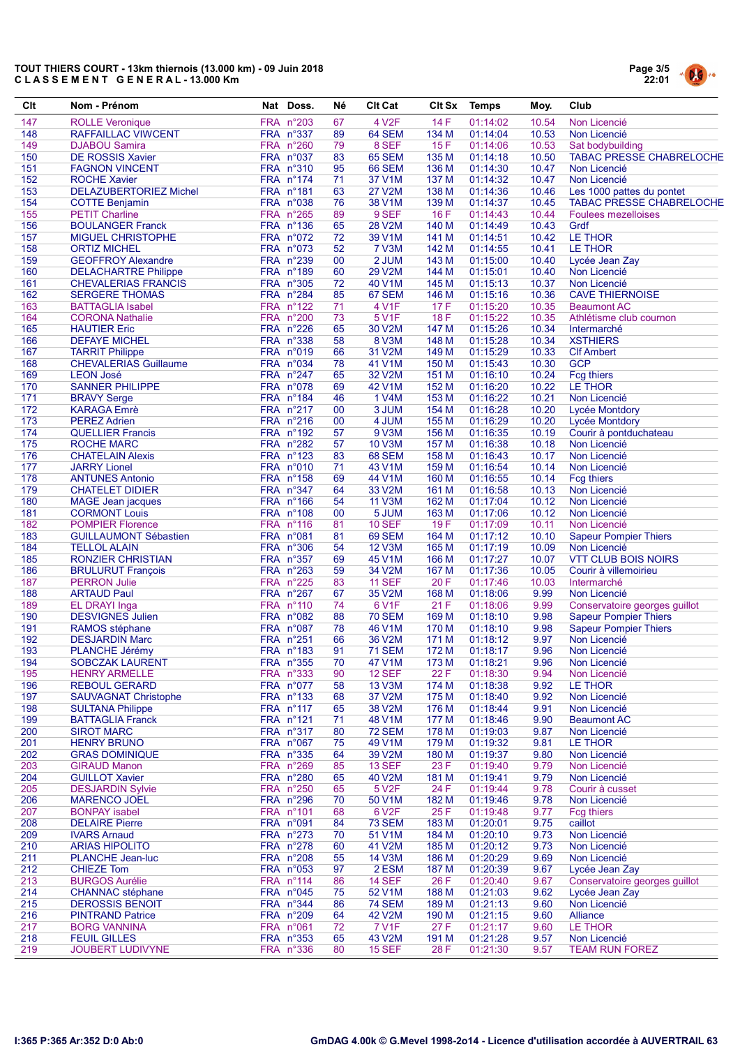**TOUT THIERS COURT - 13km thiernois (13.000 km) - 09 Juin 2018**
**C L A S S E M E N T   G E N E R A L - 13.000 Km**

| Clt | Nom - Prénom | Nat | Doss. | Né | Clt Cat | Clt Sx | Temps | Moy. | Club |
|---|---|---|---|---|---|---|---|---|---|
| 147 | ROLLE Veronique | FRA | n°203 | 67 | 4 V2F | 14 F | 01:14:02 | 10.54 | Non Licencié |
| 148 | RAFFAILLAC VIWCENT | FRA | n°337 | 89 | 64 SEM | 134 M | 01:14:04 | 10.53 | Non Licencié |
| 149 | DJABOU Samira | FRA | n°260 | 79 | 8 SEF | 15 F | 01:14:06 | 10.53 | Sat bodybuilding |
| 150 | DE ROSSIS Xavier | FRA | n°037 | 83 | 65 SEM | 135 M | 01:14:18 | 10.50 | TABAC PRESSE CHABRELOCHE |
| 151 | FAGNON VINCENT | FRA | n°310 | 95 | 66 SEM | 136 M | 01:14:30 | 10.47 | Non Licencié |
| 152 | ROCHE Xavier | FRA | n°174 | 71 | 37 V1M | 137 M | 01:14:32 | 10.47 | Non Licencié |
| 153 | DELAZUBERTORIEZ Michel | FRA | n°181 | 63 | 27 V2M | 138 M | 01:14:36 | 10.46 | Les 1000 pattes du pontet |
| 154 | COTTE Benjamin | FRA | n°038 | 76 | 38 V1M | 139 M | 01:14:37 | 10.45 | TABAC PRESSE CHABRELOCHE |
| 155 | PETIT Charline | FRA | n°265 | 89 | 9 SEF | 16 F | 01:14:43 | 10.44 | Foulees mezelloises |
| 156 | BOULANGER Franck | FRA | n°136 | 65 | 28 V2M | 140 M | 01:14:49 | 10.43 | Grdf |
| 157 | MIGUEL CHRISTOPHE | FRA | n°072 | 72 | 39 V1M | 141 M | 01:14:51 | 10.42 | LE THOR |
| 158 | ORTIZ MICHEL | FRA | n°073 | 52 | 7 V3M | 142 M | 01:14:55 | 10.41 | LE THOR |
| 159 | GEOFFROY Alexandre | FRA | n°239 | 00 | 2 JUM | 143 M | 01:15:00 | 10.40 | Lycée Jean Zay |
| 160 | DELACHARTRE Philippe | FRA | n°189 | 60 | 29 V2M | 144 M | 01:15:01 | 10.40 | Non Licencié |
| 161 | CHEVALERIAS FRANCIS | FRA | n°305 | 72 | 40 V1M | 145 M | 01:15:13 | 10.37 | Non Licencié |
| 162 | SERGERE THOMAS | FRA | n°284 | 85 | 67 SEM | 146 M | 01:15:16 | 10.36 | CAVE THIERNOISE |
| 163 | BATTAGLIA Isabel | FRA | n°122 | 71 | 4 V1F | 17 F | 01:15:20 | 10.35 | Beaumont AC |
| 164 | CORONA Nathalie | FRA | n°200 | 73 | 5 V1F | 18 F | 01:15:22 | 10.35 | Athlétisme club cournon |
| 165 | HAUTIER Eric | FRA | n°226 | 65 | 30 V2M | 147 M | 01:15:26 | 10.34 | Intermarché |
| 166 | DEFAYE MICHEL | FRA | n°338 | 58 | 8 V3M | 148 M | 01:15:28 | 10.34 | XSTHIERS |
| 167 | TARRIT Philippe | FRA | n°019 | 66 | 31 V2M | 149 M | 01:15:29 | 10.33 | Clf Ambert |
| 168 | CHEVALERIAS Guillaume | FRA | n°034 | 78 | 41 V1M | 150 M | 01:15:43 | 10.30 | GCP |
| 169 | LEON José | FRA | n°247 | 65 | 32 V2M | 151 M | 01:16:10 | 10.24 | Fcg thiers |
| 170 | SANNER PHILIPPE | FRA | n°078 | 69 | 42 V1M | 152 M | 01:16:20 | 10.22 | LE THOR |
| 171 | BRAVY Serge | FRA | n°184 | 46 | 1 V4M | 153 M | 01:16:22 | 10.21 | Non Licencié |
| 172 | KARAGA Emrè | FRA | n°217 | 00 | 3 JUM | 154 M | 01:16:28 | 10.20 | Lycée Montdory |
| 173 | PEREZ Adrien | FRA | n°216 | 00 | 4 JUM | 155 M | 01:16:29 | 10.20 | Lycée Montdory |
| 174 | QUELLIER Francis | FRA | n°192 | 57 | 9 V3M | 156 M | 01:16:35 | 10.19 | Courir à pontduchateau |
| 175 | ROCHE MARC | FRA | n°282 | 57 | 10 V3M | 157 M | 01:16:38 | 10.18 | Non Licencié |
| 176 | CHATELAIN Alexis | FRA | n°123 | 83 | 68 SEM | 158 M | 01:16:43 | 10.17 | Non Licencié |
| 177 | JARRY Lionel | FRA | n°010 | 71 | 43 V1M | 159 M | 01:16:54 | 10.14 | Non Licencié |
| 178 | ANTUNES Antonio | FRA | n°158 | 69 | 44 V1M | 160 M | 01:16:55 | 10.14 | Fcg thiers |
| 179 | CHATELET DIDIER | FRA | n°347 | 64 | 33 V2M | 161 M | 01:16:58 | 10.13 | Non Licencié |
| 180 | MAGE Jean jacques | FRA | n°166 | 54 | 11 V3M | 162 M | 01:17:04 | 10.12 | Non Licencié |
| 181 | CORMONT Louis | FRA | n°108 | 00 | 5 JUM | 163 M | 01:17:06 | 10.12 | Non Licencié |
| 182 | POMPIER Florence | FRA | n°116 | 81 | 10 SEF | 19 F | 01:17:09 | 10.11 | Non Licencié |
| 183 | GUILLAUMONT Sébastien | FRA | n°081 | 81 | 69 SEM | 164 M | 01:17:12 | 10.10 | Sapeur Pompier Thiers |
| 184 | TELLOL ALAIN | FRA | n°306 | 54 | 12 V3M | 165 M | 01:17:19 | 10.09 | Non Licencié |
| 185 | RONZIER CHRISTIAN | FRA | n°357 | 69 | 45 V1M | 166 M | 01:17:27 | 10.07 | VTT CLUB BOIS NOIRS |
| 186 | BRULURUT François | FRA | n°263 | 59 | 34 V2M | 167 M | 01:17:36 | 10.05 | Courir à villemoirieu |
| 187 | PERRON Julie | FRA | n°225 | 83 | 11 SEF | 20 F | 01:17:46 | 10.03 | Intermarché |
| 188 | ARTAUD Paul | FRA | n°267 | 67 | 35 V2M | 168 M | 01:18:06 | 9.99 | Non Licencié |
| 189 | EL DRAYI Inga | FRA | n°110 | 74 | 6 V1F | 21 F | 01:18:06 | 9.99 | Conservatoire georges guillot |
| 190 | DESVIGNES Julien | FRA | n°082 | 88 | 70 SEM | 169 M | 01:18:10 | 9.98 | Sapeur Pompier Thiers |
| 191 | RAMOS stéphane | FRA | n°087 | 78 | 46 V1M | 170 M | 01:18:10 | 9.98 | Sapeur Pompier Thiers |
| 192 | DESJARDIN Marc | FRA | n°251 | 66 | 36 V2M | 171 M | 01:18:12 | 9.97 | Non Licencié |
| 193 | PLANCHE Jérémy | FRA | n°183 | 91 | 71 SEM | 172 M | 01:18:17 | 9.96 | Non Licencié |
| 194 | SOBCZAK LAURENT | FRA | n°355 | 70 | 47 V1M | 173 M | 01:18:21 | 9.96 | Non Licencié |
| 195 | HENRY ARMELLE | FRA | n°333 | 90 | 12 SEF | 22 F | 01:18:30 | 9.94 | Non Licencié |
| 196 | REBOUL GERARD | FRA | n°077 | 58 | 13 V3M | 174 M | 01:18:38 | 9.92 | LE THOR |
| 197 | SAUVAGNAT Christophe | FRA | n°133 | 68 | 37 V2M | 175 M | 01:18:40 | 9.92 | Non Licencié |
| 198 | SULTANA Philippe | FRA | n°117 | 65 | 38 V2M | 176 M | 01:18:44 | 9.91 | Non Licencié |
| 199 | BATTAGLIA Franck | FRA | n°121 | 71 | 48 V1M | 177 M | 01:18:46 | 9.90 | Beaumont AC |
| 200 | SIROT MARC | FRA | n°317 | 80 | 72 SEM | 178 M | 01:19:03 | 9.87 | Non Licencié |
| 201 | HENRY BRUNO | FRA | n°067 | 75 | 49 V1M | 179 M | 01:19:32 | 9.81 | LE THOR |
| 202 | GRAS DOMINIQUE | FRA | n°335 | 64 | 39 V2M | 180 M | 01:19:37 | 9.80 | Non Licencié |
| 203 | GIRAUD Manon | FRA | n°269 | 85 | 13 SEF | 23 F | 01:19:40 | 9.79 | Non Licencié |
| 204 | GUILLOT Xavier | FRA | n°280 | 65 | 40 V2M | 181 M | 01:19:41 | 9.79 | Non Licencié |
| 205 | DESJARDIN Sylvie | FRA | n°250 | 65 | 5 V2F | 24 F | 01:19:44 | 9.78 | Courir à cusset |
| 206 | MARENCO JOEL | FRA | n°296 | 70 | 50 V1M | 182 M | 01:19:46 | 9.78 | Non Licencié |
| 207 | BONPAY isabel | FRA | n°101 | 68 | 6 V2F | 25 F | 01:19:48 | 9.77 | Fcg thiers |
| 208 | DELAIRE Pierre | FRA | n°091 | 84 | 73 SEM | 183 M | 01:20:01 | 9.75 | caillot |
| 209 | IVARS Arnaud | FRA | n°273 | 70 | 51 V1M | 184 M | 01:20:10 | 9.73 | Non Licencié |
| 210 | ARIAS HIPOLITO | FRA | n°278 | 60 | 41 V2M | 185 M | 01:20:12 | 9.73 | Non Licencié |
| 211 | PLANCHE Jean-luc | FRA | n°208 | 55 | 14 V3M | 186 M | 01:20:29 | 9.69 | Non Licencié |
| 212 | CHIEZE Tom | FRA | n°053 | 97 | 2 ESM | 187 M | 01:20:39 | 9.67 | Lycée Jean Zay |
| 213 | BURGOS Aurélie | FRA | n°114 | 86 | 14 SEF | 26 F | 01:20:40 | 9.67 | Conservatoire georges guillot |
| 214 | CHANNAC stéphane | FRA | n°045 | 75 | 52 V1M | 188 M | 01:21:03 | 9.62 | Lycée Jean Zay |
| 215 | DEROSSIS BENOIT | FRA | n°344 | 86 | 74 SEM | 189 M | 01:21:13 | 9.60 | Non Licencié |
| 216 | PINTRAND Patrice | FRA | n°209 | 64 | 42 V2M | 190 M | 01:21:15 | 9.60 | Alliance |
| 217 | BORG VANNINA | FRA | n°061 | 72 | 7 V1F | 27 F | 01:21:17 | 9.60 | LE THOR |
| 218 | FEUIL GILLES | FRA | n°353 | 65 | 43 V2M | 191 M | 01:21:28 | 9.57 | Non Licencié |
| 219 | JOUBERT LUDIVYNE | FRA | n°336 | 80 | 15 SEF | 28 F | 01:21:30 | 9.57 | TEAM RUN FOREZ |

I:365 P:365 Ar:352 D:0 Ab:0

GmDAG 4.00k © G.Mevel 1998-2014 - Licence d'utilisation accordée à AUVERTRAIL 63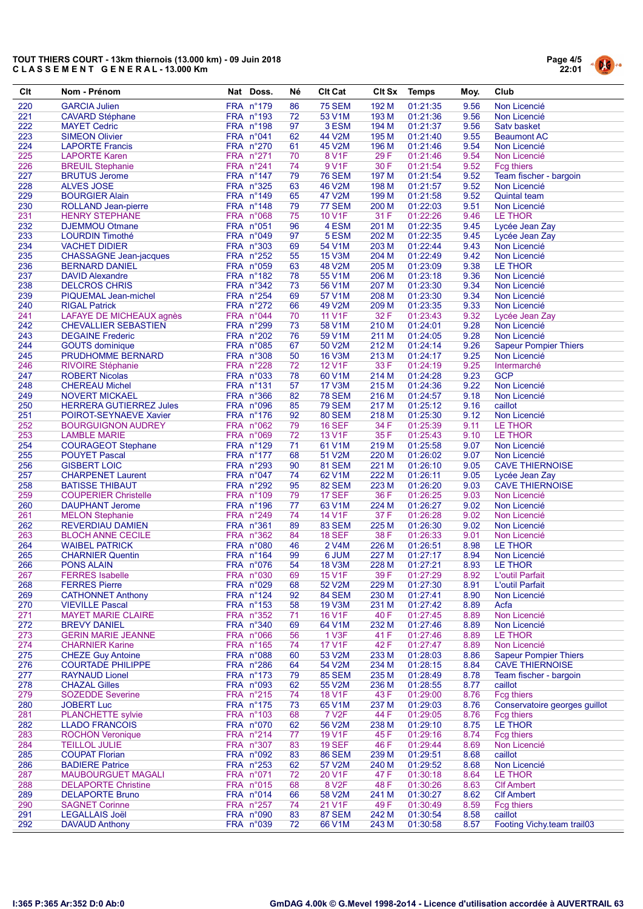**TOUT THIERS COURT - 13km thiernois (13.000 km) - 09 Juin 2018**
**C L A S S E M E N T   G E N E R A L - 13.000 Km**

| Clt | Nom - Prénom | Nat | Doss. | Né | Clt Cat | Clt Sx | Temps | Moy. | Club |
|---|---|---|---|---|---|---|---|---|---|
| 220 | GARCIA Julien | FRA | n°179 | 86 | 75 SEM | 192 M | 01:21:35 | 9.56 | Non Licencié |
| 221 | CAVARD Stéphane | FRA | n°193 | 72 | 53 V1M | 193 M | 01:21:36 | 9.56 | Non Licencié |
| 222 | MAYET Cedric | FRA | n°198 | 97 | 3 ESM | 194 M | 01:21:37 | 9.56 | Satv basket |
| 223 | SIMEON Olivier | FRA | n°041 | 62 | 44 V2M | 195 M | 01:21:40 | 9.55 | Beaumont AC |
| 224 | LAPORTE Francis | FRA | n°270 | 61 | 45 V2M | 196 M | 01:21:46 | 9.54 | Non Licencié |
| 225 | LAPORTE Karen | FRA | n°271 | 70 | 8 V1F | 29 F | 01:21:46 | 9.54 | Non Licencié |
| 226 | BREUIL Stephanie | FRA | n°241 | 74 | 9 V1F | 30 F | 01:21:54 | 9.52 | Fcg thiers |
| 227 | BRUTUS Jerome | FRA | n°147 | 79 | 76 SEM | 197 M | 01:21:54 | 9.52 | Team fischer - bargoin |
| 228 | ALVES JOSE | FRA | n°325 | 63 | 46 V2M | 198 M | 01:21:57 | 9.52 | Non Licencié |
| 229 | BOURGIER Alain | FRA | n°149 | 65 | 47 V2M | 199 M | 01:21:58 | 9.52 | Quintal team |
| 230 | ROLLAND Jean-pierre | FRA | n°148 | 79 | 77 SEM | 200 M | 01:22:03 | 9.51 | Non Licencié |
| 231 | HENRY STEPHANE | FRA | n°068 | 75 | 10 V1F | 31 F | 01:22:26 | 9.46 | LE THOR |
| 232 | DJEMMOU Otmane | FRA | n°051 | 96 | 4 ESM | 201 M | 01:22:35 | 9.45 | Lycée Jean Zay |
| 233 | LOURDIN Timothé | FRA | n°049 | 97 | 5 ESM | 202 M | 01:22:35 | 9.45 | Lycée Jean Zay |
| 234 | VACHET DIDIER | FRA | n°303 | 69 | 54 V1M | 203 M | 01:22:44 | 9.43 | Non Licencié |
| 235 | CHASSAGNE Jean-jacques | FRA | n°252 | 55 | 15 V3M | 204 M | 01:22:49 | 9.42 | Non Licencié |
| 236 | BERNARD DANIEL | FRA | n°059 | 63 | 48 V2M | 205 M | 01:23:09 | 9.38 | LE THOR |
| 237 | DAVID Alexandre | FRA | n°182 | 78 | 55 V1M | 206 M | 01:23:18 | 9.36 | Non Licencié |
| 238 | DELCROS CHRIS | FRA | n°342 | 73 | 56 V1M | 207 M | 01:23:30 | 9.34 | Non Licencié |
| 239 | PIQUEMAL Jean-michel | FRA | n°254 | 69 | 57 V1M | 208 M | 01:23:30 | 9.34 | Non Licencié |
| 240 | RIGAL Patrick | FRA | n°272 | 66 | 49 V2M | 209 M | 01:23:35 | 9.33 | Non Licencié |
| 241 | LAFAYE DE MICHEAUX agnès | FRA | n°044 | 70 | 11 V1F | 32 F | 01:23:43 | 9.32 | Lycée Jean Zay |
| 242 | CHEVALLIER SEBASTIEN | FRA | n°299 | 73 | 58 V1M | 210 M | 01:24:01 | 9.28 | Non Licencié |
| 243 | DEGAINE Frederic | FRA | n°202 | 76 | 59 V1M | 211 M | 01:24:05 | 9.28 | Non Licencié |
| 244 | GOUTS dominique | FRA | n°085 | 67 | 50 V2M | 212 M | 01:24:14 | 9.26 | Sapeur Pompier Thiers |
| 245 | PRUDHOMME BERNARD | FRA | n°308 | 50 | 16 V3M | 213 M | 01:24:17 | 9.25 | Non Licencié |
| 246 | RIVOIRE Stéphanie | FRA | n°228 | 72 | 12 V1F | 33 F | 01:24:19 | 9.25 | Intermarché |
| 247 | ROBERT Nicolas | FRA | n°033 | 78 | 60 V1M | 214 M | 01:24:28 | 9.23 | GCP |
| 248 | CHEREAU Michel | FRA | n°131 | 57 | 17 V3M | 215 M | 01:24:36 | 9.22 | Non Licencié |
| 249 | NOVERT MICKAEL | FRA | n°366 | 82 | 78 SEM | 216 M | 01:24:57 | 9.18 | Non Licencié |
| 250 | HERRERA GUTIERREZ Jules | FRA | n°096 | 85 | 79 SEM | 217 M | 01:25:12 | 9.16 | caillot |
| 251 | POIROT-SEYNAEVE Xavier | FRA | n°176 | 92 | 80 SEM | 218 M | 01:25:30 | 9.12 | Non Licencié |
| 252 | BOURGUIGNON AUDREY | FRA | n°062 | 79 | 16 SEF | 34 F | 01:25:39 | 9.11 | LE THOR |
| 253 | LAMBLE MARIE | FRA | n°069 | 72 | 13 V1F | 35 F | 01:25:43 | 9.10 | LE THOR |
| 254 | COURAGEOT Stephane | FRA | n°129 | 71 | 61 V1M | 219 M | 01:25:58 | 9.07 | Non Licencié |
| 255 | POUYET Pascal | FRA | n°177 | 68 | 51 V2M | 220 M | 01:26:02 | 9.07 | Non Licencié |
| 256 | GISBERT LOIC | FRA | n°293 | 90 | 81 SEM | 221 M | 01:26:10 | 9.05 | CAVE THIERNOISE |
| 257 | CHARPENET Laurent | FRA | n°047 | 74 | 62 V1M | 222 M | 01:26:11 | 9.05 | Lycée Jean Zay |
| 258 | BATISSE THIBAUT | FRA | n°292 | 95 | 82 SEM | 223 M | 01:26:20 | 9.03 | CAVE THIERNOISE |
| 259 | COUPERIER Christelle | FRA | n°109 | 79 | 17 SEF | 36 F | 01:26:25 | 9.03 | Non Licencié |
| 260 | DAUPHANT Jerome | FRA | n°196 | 77 | 63 V1M | 224 M | 01:26:27 | 9.02 | Non Licencié |
| 261 | MELON Stephanie | FRA | n°249 | 74 | 14 V1F | 37 F | 01:26:28 | 9.02 | Non Licencié |
| 262 | REVERDIAU DAMIEN | FRA | n°361 | 89 | 83 SEM | 225 M | 01:26:30 | 9.02 | Non Licencié |
| 263 | BLOCH ANNE CECILE | FRA | n°362 | 84 | 18 SEF | 38 F | 01:26:33 | 9.01 | Non Licencié |
| 264 | WAIBEL PATRICK | FRA | n°080 | 46 | 2 V4M | 226 M | 01:26:51 | 8.98 | LE THOR |
| 265 | CHARNIER Quentin | FRA | n°164 | 99 | 6 JUM | 227 M | 01:27:17 | 8.94 | Non Licencié |
| 266 | PONS ALAIN | FRA | n°076 | 54 | 18 V3M | 228 M | 01:27:21 | 8.93 | LE THOR |
| 267 | FERRES Isabelle | FRA | n°030 | 69 | 15 V1F | 39 F | 01:27:29 | 8.92 | L'outil Parfait |
| 268 | FERRES Pierre | FRA | n°029 | 68 | 52 V2M | 229 M | 01:27:30 | 8.91 | L'outil Parfait |
| 269 | CATHONNET Anthony | FRA | n°124 | 92 | 84 SEM | 230 M | 01:27:41 | 8.90 | Non Licencié |
| 270 | VIEVILLE Pascal | FRA | n°153 | 58 | 19 V3M | 231 M | 01:27:42 | 8.89 | Acfa |
| 271 | MAYET MARIE CLAIRE | FRA | n°352 | 71 | 16 V1F | 40 F | 01:27:45 | 8.89 | Non Licencié |
| 272 | BREVY DANIEL | FRA | n°340 | 69 | 64 V1M | 232 M | 01:27:46 | 8.89 | Non Licencié |
| 273 | GERIN MARIE JEANNE | FRA | n°066 | 56 | 1 V3F | 41 F | 01:27:46 | 8.89 | LE THOR |
| 274 | CHARNIER Karine | FRA | n°165 | 74 | 17 V1F | 42 F | 01:27:47 | 8.89 | Non Licencié |
| 275 | CHEZE Guy Antoine | FRA | n°088 | 60 | 53 V2M | 233 M | 01:28:03 | 8.86 | Sapeur Pompier Thiers |
| 276 | COURTADE PHILIPPE | FRA | n°286 | 64 | 54 V2M | 234 M | 01:28:15 | 8.84 | CAVE THIERNOISE |
| 277 | RAYNAUD Lionel | FRA | n°173 | 79 | 85 SEM | 235 M | 01:28:49 | 8.78 | Team fischer - bargoin |
| 278 | CHAZAL Gilles | FRA | n°093 | 62 | 55 V2M | 236 M | 01:28:55 | 8.77 | caillot |
| 279 | SOZEDDE Severine | FRA | n°215 | 74 | 18 V1F | 43 F | 01:29:00 | 8.76 | Fcg thiers |
| 280 | JOBERT Luc | FRA | n°175 | 73 | 65 V1M | 237 M | 01:29:03 | 8.76 | Conservatoire georges guillot |
| 281 | PLANCHETTE sylvie | FRA | n°103 | 68 | 7 V2F | 44 F | 01:29:05 | 8.76 | Fcg thiers |
| 282 | LLADO FRANCOIS | FRA | n°070 | 62 | 56 V2M | 238 M | 01:29:10 | 8.75 | LE THOR |
| 283 | ROCHON Veronique | FRA | n°214 | 77 | 19 V1F | 45 F | 01:29:16 | 8.74 | Fcg thiers |
| 284 | TEILLOL JULIE | FRA | n°307 | 83 | 19 SEF | 46 F | 01:29:44 | 8.69 | Non Licencié |
| 285 | COUPAT Florian | FRA | n°092 | 83 | 86 SEM | 239 M | 01:29:51 | 8.68 | caillot |
| 286 | BADIERE Patrice | FRA | n°253 | 62 | 57 V2M | 240 M | 01:29:52 | 8.68 | Non Licencié |
| 287 | MAUBOURGUET MAGALI | FRA | n°071 | 72 | 20 V1F | 47 F | 01:30:18 | 8.64 | LE THOR |
| 288 | DELAPORTE Christine | FRA | n°015 | 68 | 8 V2F | 48 F | 01:30:26 | 8.63 | Clf Ambert |
| 289 | DELAPORTE Bruno | FRA | n°014 | 66 | 58 V2M | 241 M | 01:30:27 | 8.62 | Clf Ambert |
| 290 | SAGNET Corinne | FRA | n°257 | 74 | 21 V1F | 49 F | 01:30:49 | 8.59 | Fcg thiers |
| 291 | LEGALLAIS Joël | FRA | n°090 | 83 | 87 SEM | 242 M | 01:30:54 | 8.58 | caillot |
| 292 | DAVAUD Anthony | FRA | n°039 | 72 | 66 V1M | 243 M | 01:30:58 | 8.57 | Footing Vichy.team trail03 |

I:365 P:365 Ar:352 D:0 Ab:0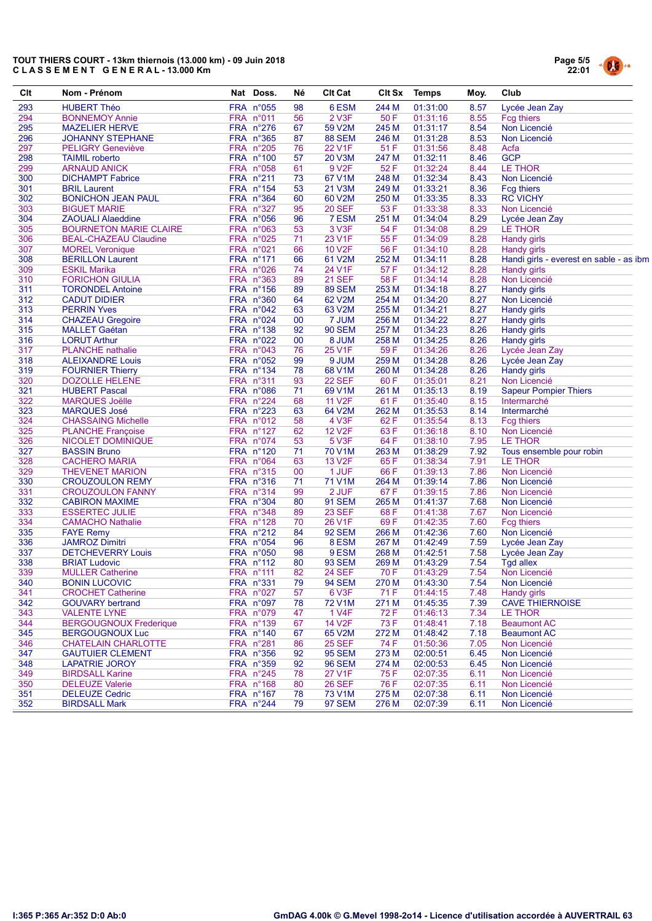**TOUT THIERS COURT - 13km thiernois (13.000 km) - 09 Juin 2018**
**C L A S S E M E N T   G E N E R A L - 13.000 Km**

| Clt | Nom - Prénom | Nat | Doss. | Né | Clt Cat | Clt Sx | Temps | Moy. | Club |
|---|---|---|---|---|---|---|---|---|---|
| 293 | HUBERT Théo | FRA | n°055 | 98 | 6 ESM | 244 M | 01:31:00 | 8.57 | Lycée Jean Zay |
| 294 | BONNEMOY Annie | FRA | n°011 | 56 | 2 V3F | 50 F | 01:31:16 | 8.55 | Fcg thiers |
| 295 | MAZELIER HERVE | FRA | n°276 | 67 | 59 V2M | 245 M | 01:31:17 | 8.54 | Non Licencié |
| 296 | JOHANNY STEPHANE | FRA | n°365 | 87 | 88 SEM | 246 M | 01:31:28 | 8.53 | Non Licencié |
| 297 | PELIGRY Geneviève | FRA | n°205 | 76 | 22 V1F | 51 F | 01:31:56 | 8.48 | Acfa |
| 298 | TAIMIL roberto | FRA | n°100 | 57 | 20 V3M | 247 M | 01:32:11 | 8.46 | GCP |
| 299 | ARNAUD ANICK | FRA | n°058 | 61 | 9 V2F | 52 F | 01:32:24 | 8.44 | LE THOR |
| 300 | DICHAMPT Fabrice | FRA | n°211 | 73 | 67 V1M | 248 M | 01:32:34 | 8.43 | Non Licencié |
| 301 | BRIL Laurent | FRA | n°154 | 53 | 21 V3M | 249 M | 01:33:21 | 8.36 | Fcg thiers |
| 302 | BONICHON JEAN PAUL | FRA | n°364 | 60 | 60 V2M | 250 M | 01:33:35 | 8.33 | RC VICHY |
| 303 | BIGUET MARIE | FRA | n°327 | 95 | 20 SEF | 53 F | 01:33:38 | 8.33 | Non Licencié |
| 304 | ZAOUALI Alaeddine | FRA | n°056 | 96 | 7 ESM | 251 M | 01:34:04 | 8.29 | Lycée Jean Zay |
| 305 | BOURNETON MARIE CLAIRE | FRA | n°063 | 53 | 3 V3F | 54 F | 01:34:08 | 8.29 | LE THOR |
| 306 | BEAL-CHAZEAU Claudine | FRA | n°025 | 71 | 23 V1F | 55 F | 01:34:09 | 8.28 | Handy girls |
| 307 | MOREL Veronique | FRA | n°021 | 66 | 10 V2F | 56 F | 01:34:10 | 8.28 | Handy girls |
| 308 | BERILLON Laurent | FRA | n°171 | 66 | 61 V2M | 252 M | 01:34:11 | 8.28 | Handi girls - everest en sable - as ibm |
| 309 | ESKIL Marika | FRA | n°026 | 74 | 24 V1F | 57 F | 01:34:12 | 8.28 | Handy girls |
| 310 | FORICHON GIULIA | FRA | n°363 | 89 | 21 SEF | 58 F | 01:34:14 | 8.28 | Non Licencié |
| 311 | TORONDEL Antoine | FRA | n°156 | 89 | 89 SEM | 253 M | 01:34:18 | 8.27 | Handy girls |
| 312 | CADUT DIDIER | FRA | n°360 | 64 | 62 V2M | 254 M | 01:34:20 | 8.27 | Non Licencié |
| 313 | PERRIN Yves | FRA | n°042 | 63 | 63 V2M | 255 M | 01:34:21 | 8.27 | Handy girls |
| 314 | CHAZEAU Gregoire | FRA | n°024 | 00 | 7 JUM | 256 M | 01:34:22 | 8.27 | Handy girls |
| 315 | MALLET Gaétan | FRA | n°138 | 92 | 90 SEM | 257 M | 01:34:23 | 8.26 | Handy girls |
| 316 | LORUT Arthur | FRA | n°022 | 00 | 8 JUM | 258 M | 01:34:25 | 8.26 | Handy girls |
| 317 | PLANCHE nathalie | FRA | n°043 | 76 | 25 V1F | 59 F | 01:34:26 | 8.26 | Lycée Jean Zay |
| 318 | ALEIXANDRE Louis | FRA | n°052 | 99 | 9 JUM | 259 M | 01:34:28 | 8.26 | Lycée Jean Zay |
| 319 | FOURNIER Thierry | FRA | n°134 | 78 | 68 V1M | 260 M | 01:34:28 | 8.26 | Handy girls |
| 320 | DOZOLLE HELENE | FRA | n°311 | 93 | 22 SEF | 60 F | 01:35:01 | 8.21 | Non Licencié |
| 321 | HUBERT Pascal | FRA | n°086 | 71 | 69 V1M | 261 M | 01:35:13 | 8.19 | Sapeur Pompier Thiers |
| 322 | MARQUES Joëlle | FRA | n°224 | 68 | 11 V2F | 61 F | 01:35:40 | 8.15 | Intermarché |
| 323 | MARQUES José | FRA | n°223 | 63 | 64 V2M | 262 M | 01:35:53 | 8.14 | Intermarché |
| 324 | CHASSAING Michelle | FRA | n°012 | 58 | 4 V3F | 62 F | 01:35:54 | 8.13 | Fcg thiers |
| 325 | PLANCHE Françoise | FRA | n°127 | 62 | 12 V2F | 63 F | 01:36:18 | 8.10 | Non Licencié |
| 326 | NICOLET DOMINIQUE | FRA | n°074 | 53 | 5 V3F | 64 F | 01:38:10 | 7.95 | LE THOR |
| 327 | BASSIN Bruno | FRA | n°120 | 71 | 70 V1M | 263 M | 01:38:29 | 7.92 | Tous ensemble pour robin |
| 328 | CACHERO MARIA | FRA | n°064 | 63 | 13 V2F | 65 F | 01:38:34 | 7.91 | LE THOR |
| 329 | THEVENET MARION | FRA | n°315 | 00 | 1 JUF | 66 F | 01:39:13 | 7.86 | Non Licencié |
| 330 | CROUZOULON REMY | FRA | n°316 | 71 | 71 V1M | 264 M | 01:39:14 | 7.86 | Non Licencié |
| 331 | CROUZOULON FANNY | FRA | n°314 | 99 | 2 JUF | 67 F | 01:39:15 | 7.86 | Non Licencié |
| 332 | CABIRON MAXIME | FRA | n°304 | 80 | 91 SEM | 265 M | 01:41:37 | 7.68 | Non Licencié |
| 333 | ESSERTEC JULIE | FRA | n°348 | 89 | 23 SEF | 68 F | 01:41:38 | 7.67 | Non Licencié |
| 334 | CAMACHO Nathalie | FRA | n°128 | 70 | 26 V1F | 69 F | 01:42:35 | 7.60 | Fcg thiers |
| 335 | FAYE Remy | FRA | n°212 | 84 | 92 SEM | 266 M | 01:42:36 | 7.60 | Non Licencié |
| 336 | JAMROZ Dimitri | FRA | n°054 | 96 | 8 ESM | 267 M | 01:42:49 | 7.59 | Lycée Jean Zay |
| 337 | DETCHEVERRY Louis | FRA | n°050 | 98 | 9 ESM | 268 M | 01:42:51 | 7.58 | Lycée Jean Zay |
| 338 | BRIAT Ludovic | FRA | n°112 | 80 | 93 SEM | 269 M | 01:43:29 | 7.54 | Tgd allex |
| 339 | MULLER Catherine | FRA | n°111 | 82 | 24 SEF | 70 F | 01:43:29 | 7.54 | Non Licencié |
| 340 | BONIN LUCOVIC | FRA | n°331 | 79 | 94 SEM | 270 M | 01:43:30 | 7.54 | Non Licencié |
| 341 | CROCHET Catherine | FRA | n°027 | 57 | 6 V3F | 71 F | 01:44:15 | 7.48 | Handy girls |
| 342 | GOUVARY bertrand | FRA | n°097 | 78 | 72 V1M | 271 M | 01:45:35 | 7.39 | CAVE THIERNOISE |
| 343 | VALENTE LYNE | FRA | n°079 | 47 | 1 V4F | 72 F | 01:46:13 | 7.34 | LE THOR |
| 344 | BERGOUGNOUX Frederique | FRA | n°139 | 67 | 14 V2F | 73 F | 01:48:41 | 7.18 | Beaumont AC |
| 345 | BERGOUGNOUX Luc | FRA | n°140 | 67 | 65 V2M | 272 M | 01:48:42 | 7.18 | Beaumont AC |
| 346 | CHATELAIN CHARLOTTE | FRA | n°281 | 86 | 25 SEF | 74 F | 01:50:36 | 7.05 | Non Licencié |
| 347 | GAUTUIER CLEMENT | FRA | n°356 | 92 | 95 SEM | 273 M | 02:00:51 | 6.45 | Non Licencié |
| 348 | LAPATRIE JOROY | FRA | n°359 | 92 | 96 SEM | 274 M | 02:00:53 | 6.45 | Non Licencié |
| 349 | BIRDSALL Karine | FRA | n°245 | 78 | 27 V1F | 75 F | 02:07:35 | 6.11 | Non Licencié |
| 350 | DELEUZE Valerie | FRA | n°168 | 80 | 26 SEF | 76 F | 02:07:35 | 6.11 | Non Licencié |
| 351 | DELEUZE Cedric | FRA | n°167 | 78 | 73 V1M | 275 M | 02:07:38 | 6.11 | Non Licencié |
| 352 | BIRDSALL Mark | FRA | n°244 | 79 | 97 SEM | 276 M | 02:07:39 | 6.11 | Non Licencié |

I:365 P:365 Ar:352 D:0 Ab:0

GmDAG 4.00k © G.Mevel 1998-2014 - Licence d'utilisation accordée à AUVERTRAIL 63